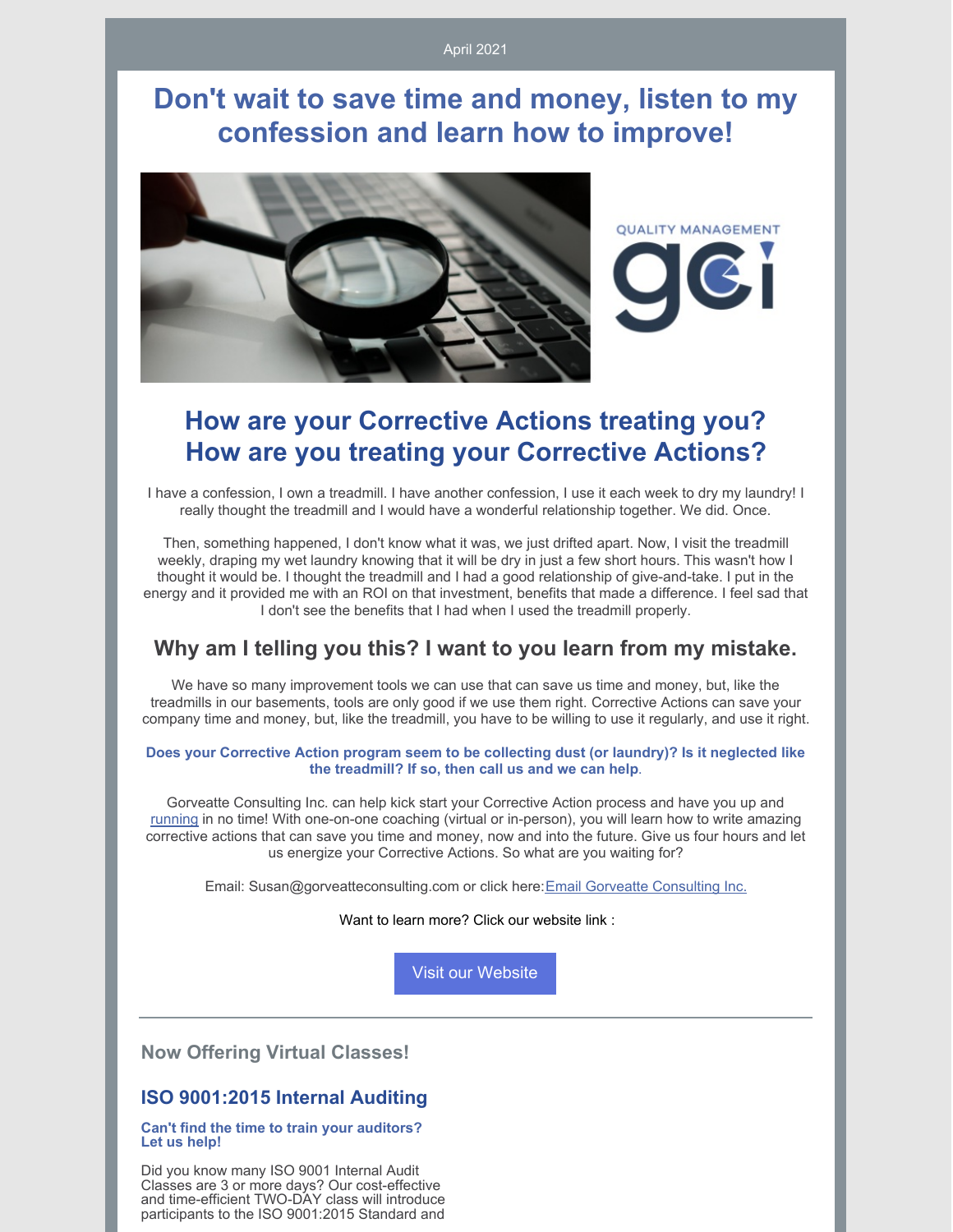April 2021

# Don't wait to save time and money, listen to my confession and learn how to improve!

QUALITY MANAGEMENT

gci

## How are your Corrective Actions treating you? How are you treating your Corrective Actions?

I have a confession, I own a treadmill. I have another confession, I use it each week to dry my laundry! I really thought the treadmill and I would have a wonderful relationship together. We did. Once.

Then, something happened, I don't know what it was, we just drifted apart. Now, I visit the treadmill weekly, draping my wet laundry knowing that it will be dry in just a few short hours. This wasn't how I thought it would be. I thought the treadmill and I had a good relationship of give-and-take. I put in the energy and it provided me with an ROI on that investment, benefits that made a difference. I feel sad that I don't see the benefits that I had when I used the treadmill properly.

### Why am I telling you this? I want to you learn from my mistake.

We have so many improvement tools we can use that can save us time and money, but, like the treadmills in our basements, tools are only good if we use them right. Corrective Actions can save your company time and money, but, like the treadmill, you have to be willing to use it regularly, and use it right.

**Does your Corrective Action program seem to be collecting dust (or laundry)? Is it neglected like the treadmill? If so, then call us and we can help**.

Gorveatte Consulting Inc. can help kick start your Corrective Action process and have you up and running in no time! With one-on-one coaching (virtual or in-person), you will learn how to write amazing corrective actions that can save you time and money, now and into the future. Give us four hours and let us energize your Corrective Actions. So what are you waiting for?

Email: Susan@gorveatteconsulting.com or click here: Email Gorveatte Consulting Inc.

Want to learn more? Click our website link :

Visit our Website

---

## Now Offering Virtual Classes!

### ISO 9001:2015 Internal Auditing

**Can't find the time to train your auditors? Let us help!**

Did you know many ISO 9001 Internal Audit Classes are 3 or more days? Our cost-effective and time-efficient TWO-DAY class will introduce participants to the ISO 9001:2015 Standard and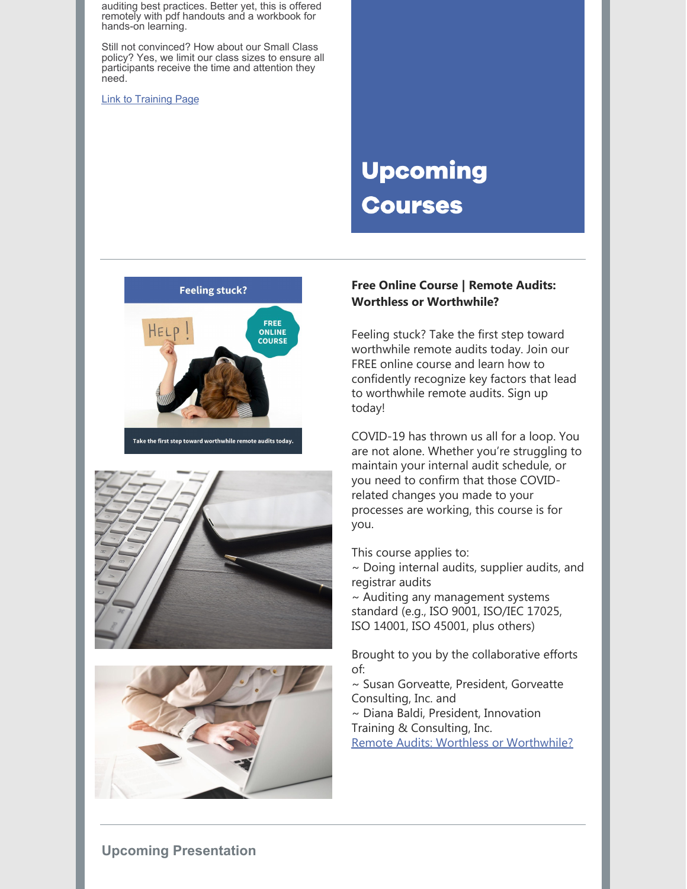auditing best practices. Better yet, this is offered remotely with pdf handouts and a workbook for hands-on learning.

Still not convinced? How about our Small Class policy? Yes, we limit our class sizes to ensure all participants receive the time and attention they need.

[Link to Training Page]

## Upcoming Courses

---

**Free Online Course | Remote Audits: Worthless or Worthwhile?**

Feeling stuck? Take the first step toward worthwhile remote audits today. Join our FREE online course and learn how to confidently recognize key factors that lead to worthwhile remote audits. Sign up today!

COVID-19 has thrown us all for a loop. You are not alone. Whether you're struggling to maintain your internal audit schedule, or you need to confirm that those COVID-related changes you made to your processes are working, this course is for you.

This course applies to:
~ Doing internal audits, supplier audits, and registrar audits
~ Auditing any management systems standard (e.g., ISO 9001, ISO/IEC 17025, ISO 14001, ISO 45001, plus others)

Brought to you by the collaborative efforts of:
~ Susan Gorveatte, President, Gorveatte Consulting, Inc. and
~ Diana Baldi, President, Innovation Training & Consulting, Inc.
[Remote Audits: Worthless or Worthwhile?]

---

### Upcoming Presentation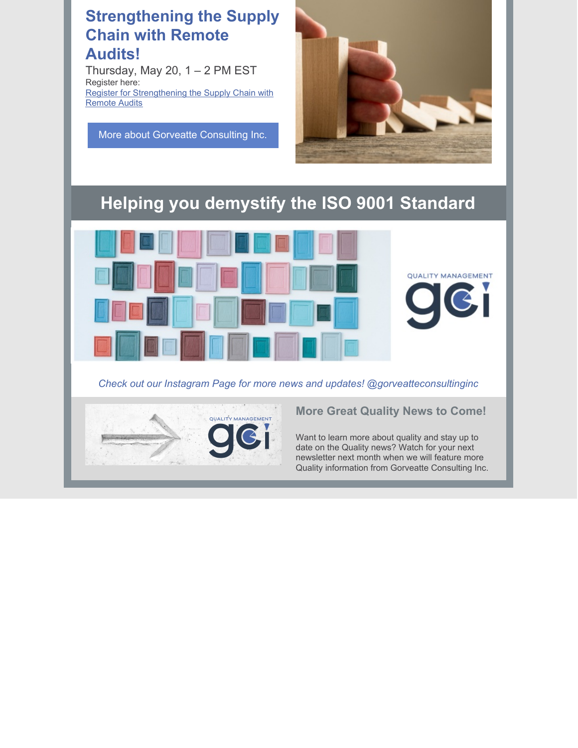## Strengthening the Supply Chain with Remote Audits!

Thursday, May 20, 1 – 2 PM EST

Register here:

Register for Strengthening the Supply Chain with Remote Audits

More about Gorveatte Consulting Inc.

## Helping you demystify the ISO 9001 Standard

*Check out our Instagram Page for more news and updates! @gorveatteconsultinginc*

### More Great Quality News to Come!

Want to learn more about quality and stay up to date on the Quality news? Watch for your next newsletter next month when we will feature more Quality information from Gorveatte Consulting Inc.